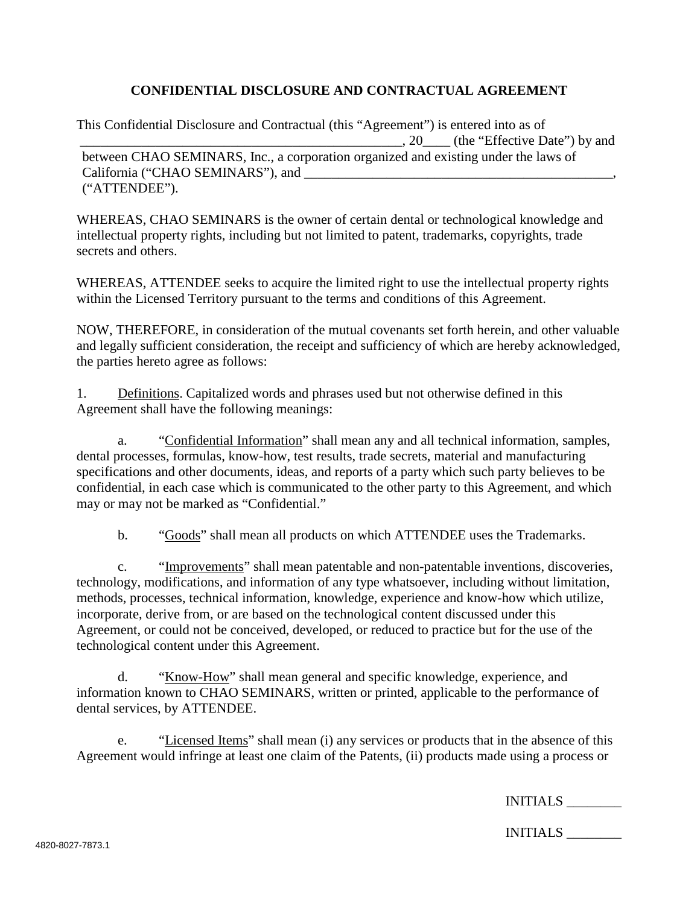# CONFIDENTIAL DISCLOSURE AND CONTRACTUAL AGREEMENT

This Confidential Disclosure and Contractual (this "Agreement") is entered into as of \_\_\_\_\_\_\_\_\_\_\_\_\_\_\_\_\_\_\_\_\_\_\_\_\_\_\_\_\_\_\_\_\_\_\_\_\_\_\_\_\_\_\_\_\_\_\_\_, 20\_\_\_\_ (the "Effective Date") by and between CHAO SEMINARS, Inc., a corporation organized and existing under the laws of California ("CHAO SEMINARS"), and \_\_\_\_\_\_\_\_\_\_\_\_\_\_\_\_\_\_\_\_\_\_\_\_\_\_\_\_\_\_\_\_\_\_\_\_\_\_\_\_\_\_\_\_\_\_, ("ATTENDEE").

WHEREAS, CHAO SEMINARS is the owner of certain dental or technological knowledge and intellectual property rights, including but not limited to patent, trademarks, copyrights, trade secrets and others.

WHEREAS, ATTENDEE seeks to acquire the limited right to use the intellectual property rights within the Licensed Territory pursuant to the terms and conditions of this Agreement.

NOW, THEREFORE, in consideration of the mutual covenants set forth herein, and other valuable and legally sufficient consideration, the receipt and sufficiency of which are hereby acknowledged, the parties hereto agree as follows:

1. Definitions. Capitalized words and phrases used but not otherwise defined in this Agreement shall have the following meanings:

a. "Confidential Information" shall mean any and all technical information, samples, dental processes, formulas, know-how, test results, trade secrets, material and manufacturing specifications and other documents, ideas, and reports of a party which such party believes to be confidential, in each case which is communicated to the other party to this Agreement, and which may or may not be marked as "Confidential."

b. "Goods" shall mean all products on which ATTENDEE uses the Trademarks.

c. "Improvements" shall mean patentable and non-patentable inventions, discoveries, technology, modifications, and information of any type whatsoever, including without limitation, methods, processes, technical information, knowledge, experience and know-how which utilize, incorporate, derive from, or are based on the technological content discussed under this Agreement, or could not be conceived, developed, or reduced to practice but for the use of the technological content under this Agreement.

d. "Know-How" shall mean general and specific knowledge, experience, and information known to CHAO SEMINARS, written or printed, applicable to the performance of dental services, by ATTENDEE.

e. "Licensed Items" shall mean (i) any services or products that in the absence of this Agreement would infringe at least one claim of the Patents, (ii) products made using a process or

INITIALS \_\_\_\_\_\_\_\_

INITIALS \_\_\_\_\_\_\_\_

4820-8027-7873.1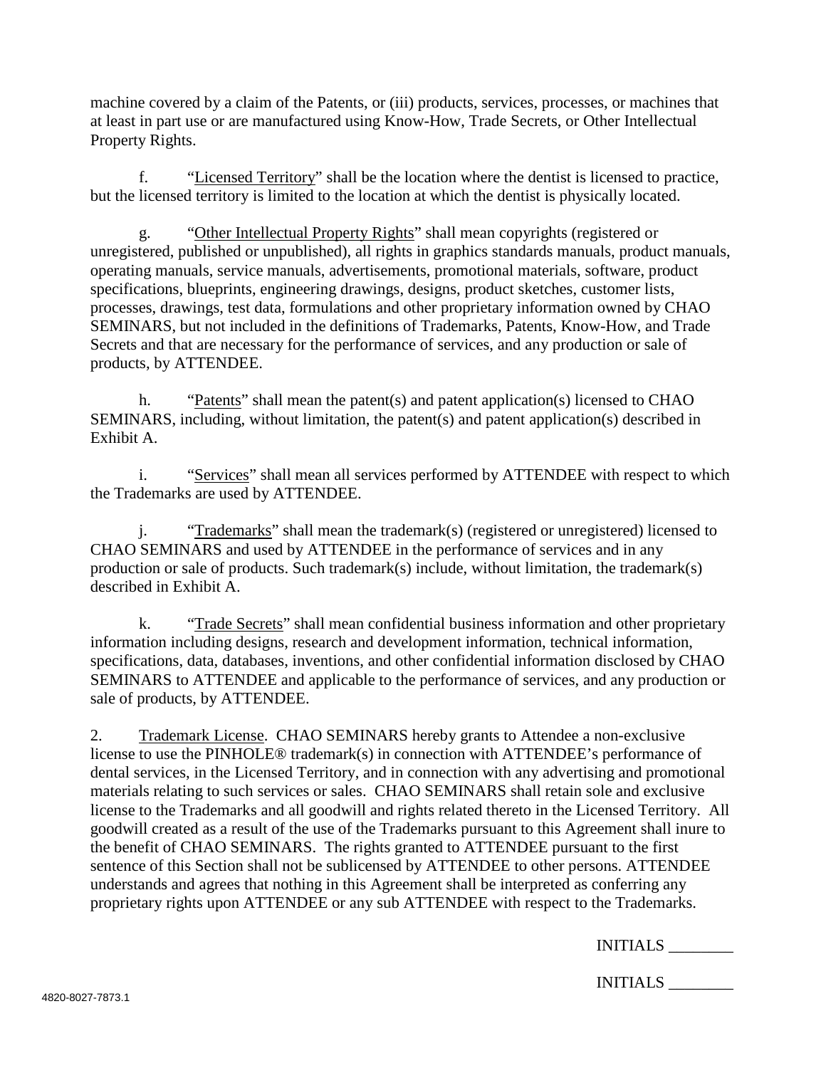machine covered by a claim of the Patents, or (iii) products, services, processes, or machines that at least in part use or are manufactured using Know-How, Trade Secrets, or Other Intellectual Property Rights.

f. "<u>Licensed Territory</u>" shall be the location where the dentist is licensed to practice, but the licensed territory is limited to the location at which the dentist is physically located.

g. "<u>Other Intellectual Property Rights</u>" shall mean copyrights (registered or unregistered, published or unpublished), all rights in graphics standards manuals, product manuals, operating manuals, service manuals, advertisements, promotional materials, software, product specifications, blueprints, engineering drawings, designs, product sketches, customer lists, processes, drawings, test data, formulations and other proprietary information owned by CHAO SEMINARS, but not included in the definitions of Trademarks, Patents, Know-How, and Trade Secrets and that are necessary for the performance of services, and any production or sale of products, by ATTENDEE.

h. "<u>Patents</u>" shall mean the patent(s) and patent application(s) licensed to CHAO SEMINARS, including, without limitation, the patent(s) and patent application(s) described in Exhibit A.

i. "<u>Services</u>" shall mean all services performed by ATTENDEE with respect to which the Trademarks are used by ATTENDEE.

j. "<u>Trademarks</u>" shall mean the trademark(s) (registered or unregistered) licensed to CHAO SEMINARS and used by ATTENDEE in the performance of services and in any production or sale of products. Such trademark(s) include, without limitation, the trademark(s) described in Exhibit A.

k. "<u>Trade Secrets</u>" shall mean confidential business information and other proprietary information including designs, research and development information, technical information, specifications, data, databases, inventions, and other confidential information disclosed by CHAO SEMINARS to ATTENDEE and applicable to the performance of services, and any production or sale of products, by ATTENDEE.

2. <u>Trademark License</u>. CHAO SEMINARS hereby grants to Attendee a non-exclusive license to use the PINHOLE® trademark(s) in connection with ATTENDEE's performance of dental services, in the Licensed Territory, and in connection with any advertising and promotional materials relating to such services or sales. CHAO SEMINARS shall retain sole and exclusive license to the Trademarks and all goodwill and rights related thereto in the Licensed Territory. All goodwill created as a result of the use of the Trademarks pursuant to this Agreement shall inure to the benefit of CHAO SEMINARS. The rights granted to ATTENDEE pursuant to the first sentence of this Section shall not be sublicensed by ATTENDEE to other persons. ATTENDEE understands and agrees that nothing in this Agreement shall be interpreted as conferring any proprietary rights upon ATTENDEE or any sub ATTENDEE with respect to the Trademarks.

INITIALS ________

INITIALS ________

4820-8027-7873.1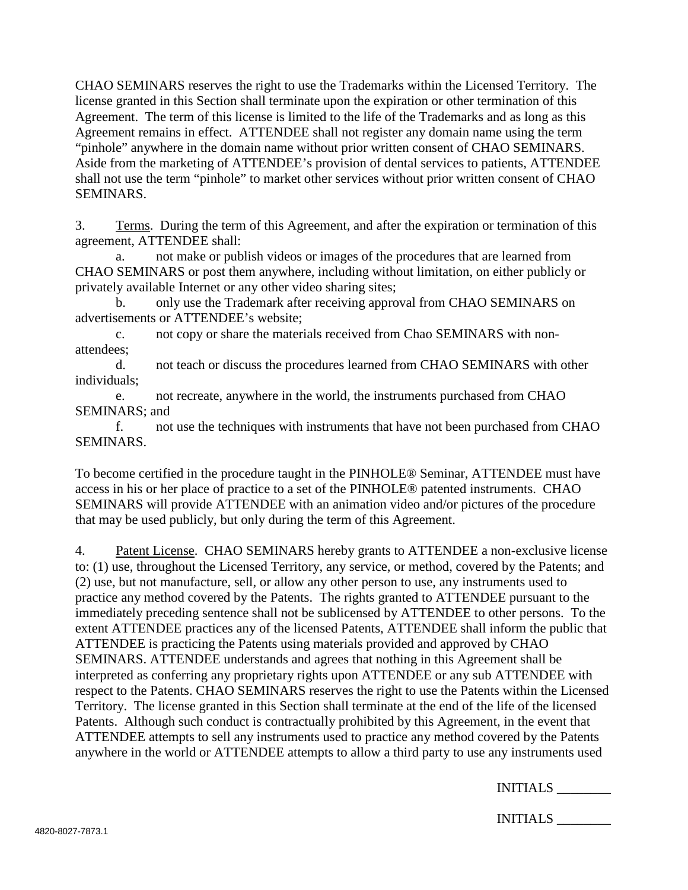CHAO SEMINARS reserves the right to use the Trademarks within the Licensed Territory. The license granted in this Section shall terminate upon the expiration or other termination of this Agreement. The term of this license is limited to the life of the Trademarks and as long as this Agreement remains in effect. ATTENDEE shall not register any domain name using the term "pinhole" anywhere in the domain name without prior written consent of CHAO SEMINARS. Aside from the marketing of ATTENDEE's provision of dental services to patients, ATTENDEE shall not use the term "pinhole" to market other services without prior written consent of CHAO SEMINARS.

3. Terms. During the term of this Agreement, and after the expiration or termination of this agreement, ATTENDEE shall:

a. not make or publish videos or images of the procedures that are learned from CHAO SEMINARS or post them anywhere, including without limitation, on either publicly or privately available Internet or any other video sharing sites;

b. only use the Trademark after receiving approval from CHAO SEMINARS on advertisements or ATTENDEE's website;

c. not copy or share the materials received from Chao SEMINARS with non-attendees;

d. not teach or discuss the procedures learned from CHAO SEMINARS with other individuals;

e. not recreate, anywhere in the world, the instruments purchased from CHAO SEMINARS; and

f. not use the techniques with instruments that have not been purchased from CHAO SEMINARS.

To become certified in the procedure taught in the PINHOLE® Seminar, ATTENDEE must have access in his or her place of practice to a set of the PINHOLE® patented instruments. CHAO SEMINARS will provide ATTENDEE with an animation video and/or pictures of the procedure that may be used publicly, but only during the term of this Agreement.

4. Patent License. CHAO SEMINARS hereby grants to ATTENDEE a non-exclusive license to: (1) use, throughout the Licensed Territory, any service, or method, covered by the Patents; and (2) use, but not manufacture, sell, or allow any other person to use, any instruments used to practice any method covered by the Patents. The rights granted to ATTENDEE pursuant to the immediately preceding sentence shall not be sublicensed by ATTENDEE to other persons. To the extent ATTENDEE practices any of the licensed Patents, ATTENDEE shall inform the public that ATTENDEE is practicing the Patents using materials provided and approved by CHAO SEMINARS. ATTENDEE understands and agrees that nothing in this Agreement shall be interpreted as conferring any proprietary rights upon ATTENDEE or any sub ATTENDEE with respect to the Patents. CHAO SEMINARS reserves the right to use the Patents within the Licensed Territory. The license granted in this Section shall terminate at the end of the life of the licensed Patents. Although such conduct is contractually prohibited by this Agreement, in the event that ATTENDEE attempts to sell any instruments used to practice any method covered by the Patents anywhere in the world or ATTENDEE attempts to allow a third party to use any instruments used

INITIALS ________

INITIALS ________

4820-8027-7873.1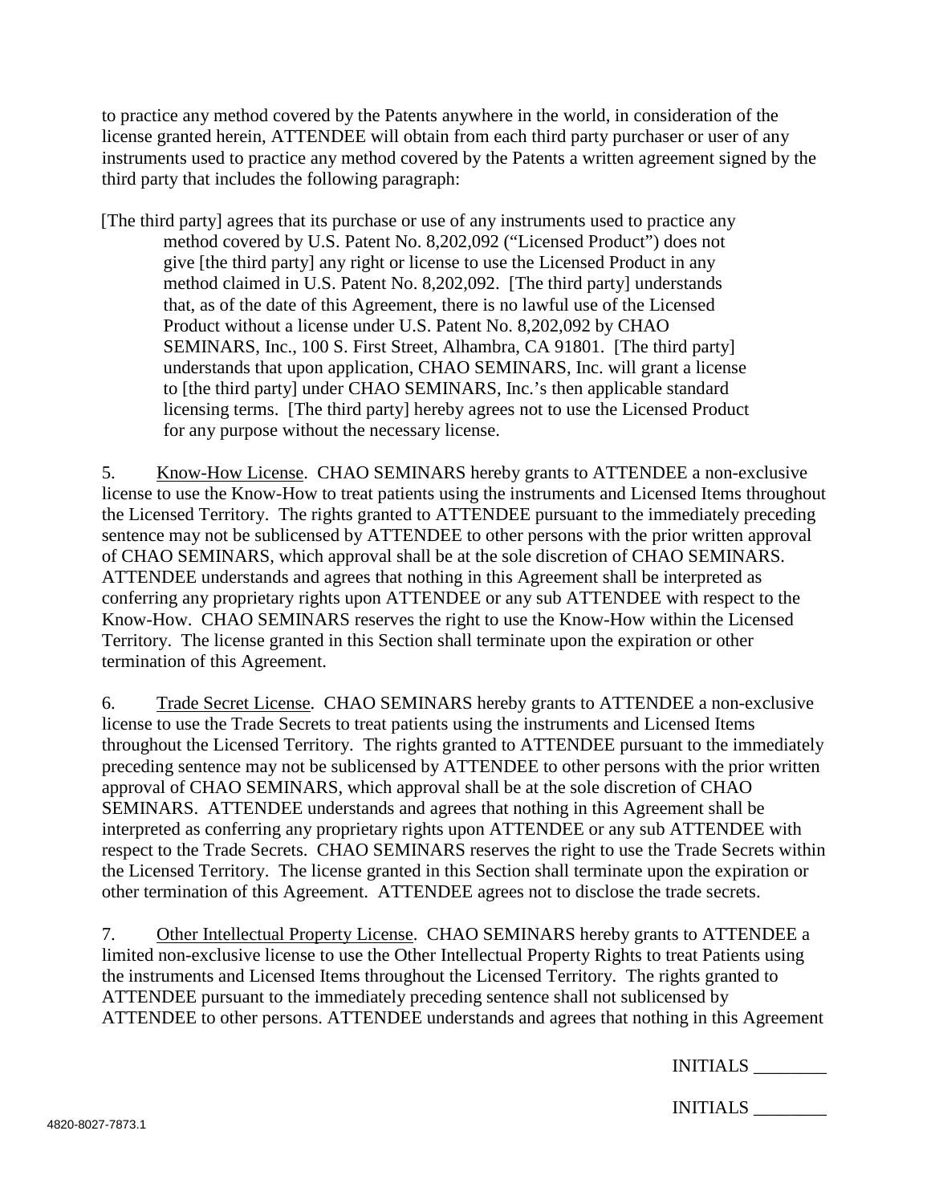to practice any method covered by the Patents anywhere in the world, in consideration of the license granted herein, ATTENDEE will obtain from each third party purchaser or user of any instruments used to practice any method covered by the Patents a written agreement signed by the third party that includes the following paragraph:

> [The third party] agrees that its purchase or use of any instruments used to practice any method covered by U.S. Patent No. 8,202,092 ("Licensed Product") does not give [the third party] any right or license to use the Licensed Product in any method claimed in U.S. Patent No. 8,202,092. [The third party] understands that, as of the date of this Agreement, there is no lawful use of the Licensed Product without a license under U.S. Patent No. 8,202,092 by CHAO SEMINARS, Inc., 100 S. First Street, Alhambra, CA 91801. [The third party] understands that upon application, CHAO SEMINARS, Inc. will grant a license to [the third party] under CHAO SEMINARS, Inc.'s then applicable standard licensing terms. [The third party] hereby agrees not to use the Licensed Product for any purpose without the necessary license.

5. Know-How License. CHAO SEMINARS hereby grants to ATTENDEE a non-exclusive license to use the Know-How to treat patients using the instruments and Licensed Items throughout the Licensed Territory. The rights granted to ATTENDEE pursuant to the immediately preceding sentence may not be sublicensed by ATTENDEE to other persons with the prior written approval of CHAO SEMINARS, which approval shall be at the sole discretion of CHAO SEMINARS. ATTENDEE understands and agrees that nothing in this Agreement shall be interpreted as conferring any proprietary rights upon ATTENDEE or any sub ATTENDEE with respect to the Know-How. CHAO SEMINARS reserves the right to use the Know-How within the Licensed Territory. The license granted in this Section shall terminate upon the expiration or other termination of this Agreement.

6. Trade Secret License. CHAO SEMINARS hereby grants to ATTENDEE a non-exclusive license to use the Trade Secrets to treat patients using the instruments and Licensed Items throughout the Licensed Territory. The rights granted to ATTENDEE pursuant to the immediately preceding sentence may not be sublicensed by ATTENDEE to other persons with the prior written approval of CHAO SEMINARS, which approval shall be at the sole discretion of CHAO SEMINARS. ATTENDEE understands and agrees that nothing in this Agreement shall be interpreted as conferring any proprietary rights upon ATTENDEE or any sub ATTENDEE with respect to the Trade Secrets. CHAO SEMINARS reserves the right to use the Trade Secrets within the Licensed Territory. The license granted in this Section shall terminate upon the expiration or other termination of this Agreement. ATTENDEE agrees not to disclose the trade secrets.

7. Other Intellectual Property License. CHAO SEMINARS hereby grants to ATTENDEE a limited non-exclusive license to use the Other Intellectual Property Rights to treat Patients using the instruments and Licensed Items throughout the Licensed Territory. The rights granted to ATTENDEE pursuant to the immediately preceding sentence shall not sublicensed by ATTENDEE to other persons. ATTENDEE understands and agrees that nothing in this Agreement

INITIALS ________

INITIALS ________

4820-8027-7873.1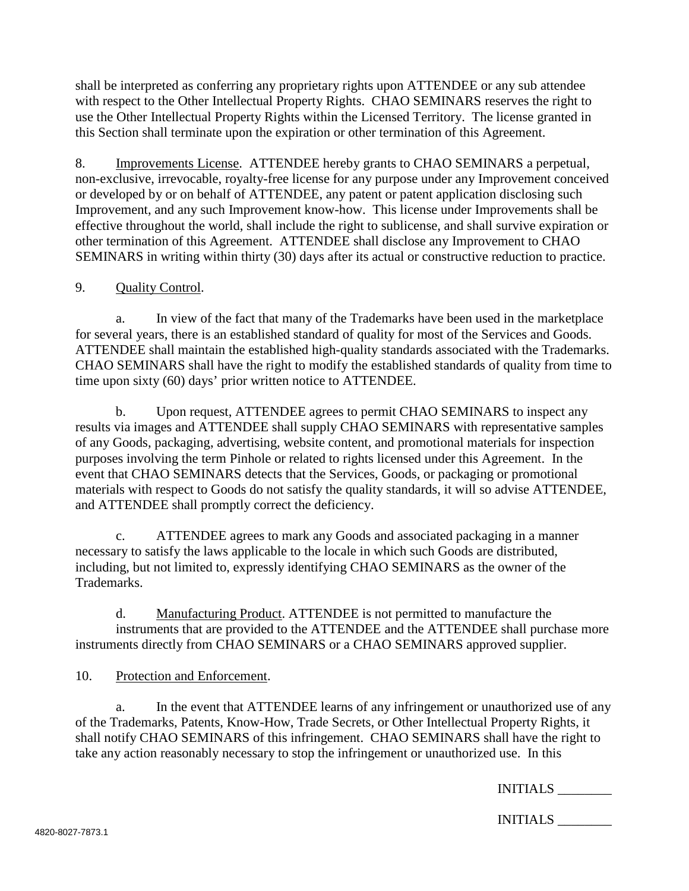shall be interpreted as conferring any proprietary rights upon ATTENDEE or any sub attendee with respect to the Other Intellectual Property Rights. CHAO SEMINARS reserves the right to use the Other Intellectual Property Rights within the Licensed Territory. The license granted in this Section shall terminate upon the expiration or other termination of this Agreement.

8. Improvements License. ATTENDEE hereby grants to CHAO SEMINARS a perpetual, non-exclusive, irrevocable, royalty-free license for any purpose under any Improvement conceived or developed by or on behalf of ATTENDEE, any patent or patent application disclosing such Improvement, and any such Improvement know-how. This license under Improvements shall be effective throughout the world, shall include the right to sublicense, and shall survive expiration or other termination of this Agreement. ATTENDEE shall disclose any Improvement to CHAO SEMINARS in writing within thirty (30) days after its actual or constructive reduction to practice.

9. Quality Control.

a. In view of the fact that many of the Trademarks have been used in the marketplace for several years, there is an established standard of quality for most of the Services and Goods. ATTENDEE shall maintain the established high-quality standards associated with the Trademarks. CHAO SEMINARS shall have the right to modify the established standards of quality from time to time upon sixty (60) days' prior written notice to ATTENDEE.

b. Upon request, ATTENDEE agrees to permit CHAO SEMINARS to inspect any results via images and ATTENDEE shall supply CHAO SEMINARS with representative samples of any Goods, packaging, advertising, website content, and promotional materials for inspection purposes involving the term Pinhole or related to rights licensed under this Agreement. In the event that CHAO SEMINARS detects that the Services, Goods, or packaging or promotional materials with respect to Goods do not satisfy the quality standards, it will so advise ATTENDEE, and ATTENDEE shall promptly correct the deficiency.

c. ATTENDEE agrees to mark any Goods and associated packaging in a manner necessary to satisfy the laws applicable to the locale in which such Goods are distributed, including, but not limited to, expressly identifying CHAO SEMINARS as the owner of the Trademarks.

d. Manufacturing Product. ATTENDEE is not permitted to manufacture the instruments that are provided to the ATTENDEE and the ATTENDEE shall purchase more instruments directly from CHAO SEMINARS or a CHAO SEMINARS approved supplier.

10. Protection and Enforcement.

a. In the event that ATTENDEE learns of any infringement or unauthorized use of any of the Trademarks, Patents, Know-How, Trade Secrets, or Other Intellectual Property Rights, it shall notify CHAO SEMINARS of this infringement. CHAO SEMINARS shall have the right to take any action reasonably necessary to stop the infringement or unauthorized use. In this

INITIALS ________

INITIALS ________

4820-8027-7873.1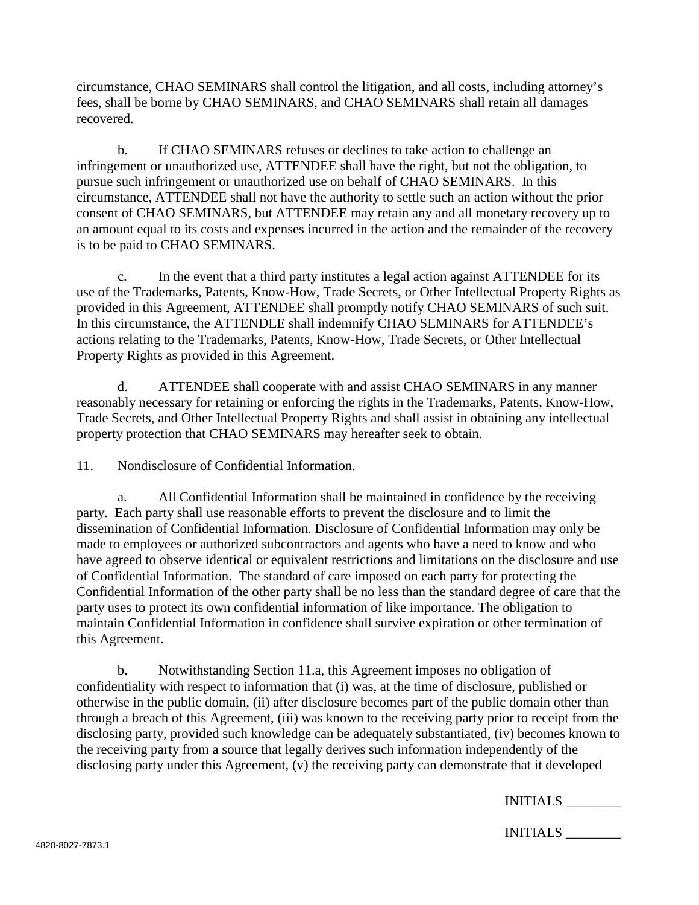circumstance, CHAO SEMINARS shall control the litigation, and all costs, including attorney's fees, shall be borne by CHAO SEMINARS, and CHAO SEMINARS shall retain all damages recovered.

b. If CHAO SEMINARS refuses or declines to take action to challenge an infringement or unauthorized use, ATTENDEE shall have the right, but not the obligation, to pursue such infringement or unauthorized use on behalf of CHAO SEMINARS. In this circumstance, ATTENDEE shall not have the authority to settle such an action without the prior consent of CHAO SEMINARS, but ATTENDEE may retain any and all monetary recovery up to an amount equal to its costs and expenses incurred in the action and the remainder of the recovery is to be paid to CHAO SEMINARS.

c. In the event that a third party institutes a legal action against ATTENDEE for its use of the Trademarks, Patents, Know-How, Trade Secrets, or Other Intellectual Property Rights as provided in this Agreement, ATTENDEE shall promptly notify CHAO SEMINARS of such suit. In this circumstance, the ATTENDEE shall indemnify CHAO SEMINARS for ATTENDEE's actions relating to the Trademarks, Patents, Know-How, Trade Secrets, or Other Intellectual Property Rights as provided in this Agreement.

d. ATTENDEE shall cooperate with and assist CHAO SEMINARS in any manner reasonably necessary for retaining or enforcing the rights in the Trademarks, Patents, Know-How, Trade Secrets, and Other Intellectual Property Rights and shall assist in obtaining any intellectual property protection that CHAO SEMINARS may hereafter seek to obtain.

11. Nondisclosure of Confidential Information.

a. All Confidential Information shall be maintained in confidence by the receiving party. Each party shall use reasonable efforts to prevent the disclosure and to limit the dissemination of Confidential Information. Disclosure of Confidential Information may only be made to employees or authorized subcontractors and agents who have a need to know and who have agreed to observe identical or equivalent restrictions and limitations on the disclosure and use of Confidential Information. The standard of care imposed on each party for protecting the Confidential Information of the other party shall be no less than the standard degree of care that the party uses to protect its own confidential information of like importance. The obligation to maintain Confidential Information in confidence shall survive expiration or other termination of this Agreement.

b. Notwithstanding Section 11.a, this Agreement imposes no obligation of confidentiality with respect to information that (i) was, at the time of disclosure, published or otherwise in the public domain, (ii) after disclosure becomes part of the public domain other than through a breach of this Agreement, (iii) was known to the receiving party prior to receipt from the disclosing party, provided such knowledge can be adequately substantiated, (iv) becomes known to the receiving party from a source that legally derives such information independently of the disclosing party under this Agreement, (v) the receiving party can demonstrate that it developed

INITIALS ________

INITIALS ________

4820-8027-7873.1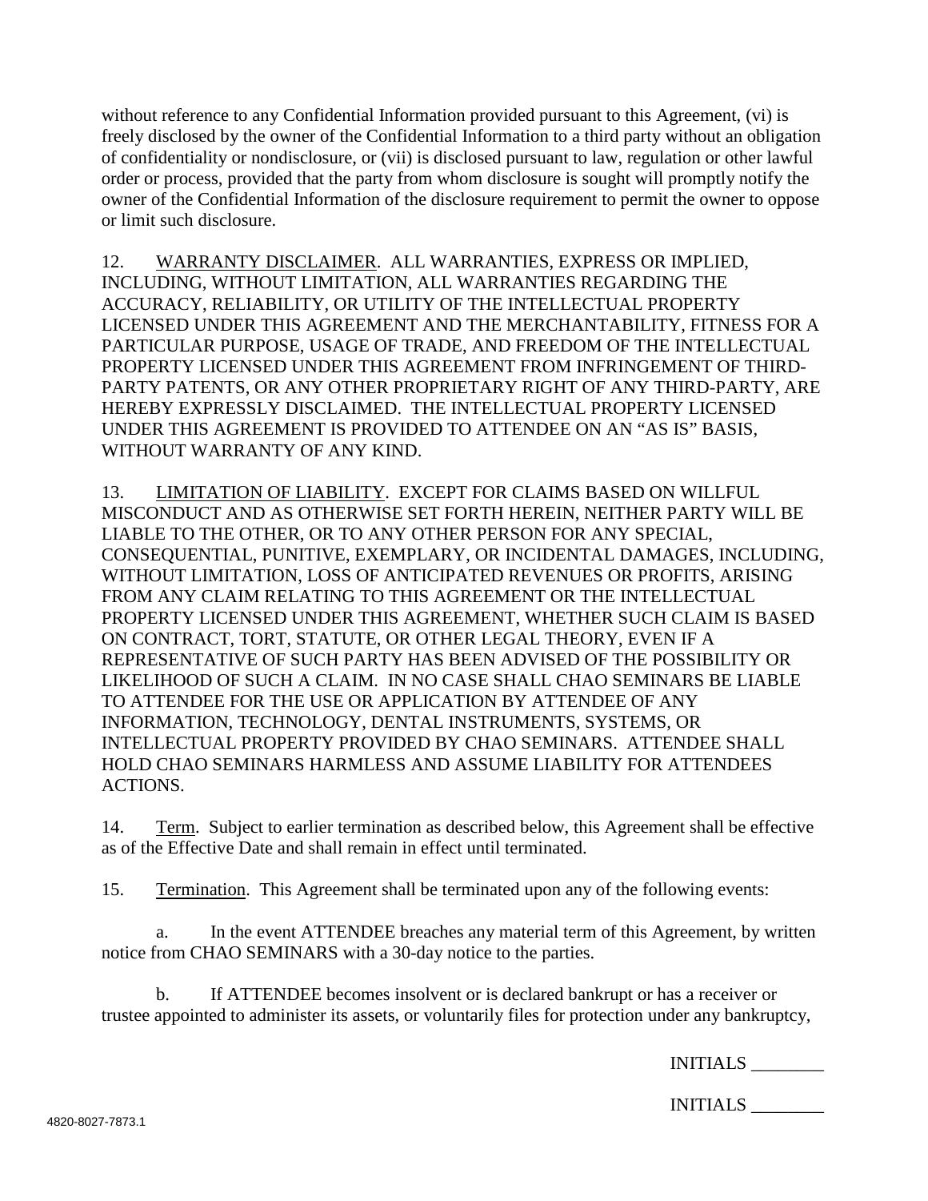without reference to any Confidential Information provided pursuant to this Agreement, (vi) is freely disclosed by the owner of the Confidential Information to a third party without an obligation of confidentiality or nondisclosure, or (vii) is disclosed pursuant to law, regulation or other lawful order or process, provided that the party from whom disclosure is sought will promptly notify the owner of the Confidential Information of the disclosure requirement to permit the owner to oppose or limit such disclosure.

12. WARRANTY DISCLAIMER. ALL WARRANTIES, EXPRESS OR IMPLIED, INCLUDING, WITHOUT LIMITATION, ALL WARRANTIES REGARDING THE ACCURACY, RELIABILITY, OR UTILITY OF THE INTELLECTUAL PROPERTY LICENSED UNDER THIS AGREEMENT AND THE MERCHANTABILITY, FITNESS FOR A PARTICULAR PURPOSE, USAGE OF TRADE, AND FREEDOM OF THE INTELLECTUAL PROPERTY LICENSED UNDER THIS AGREEMENT FROM INFRINGEMENT OF THIRD-PARTY PATENTS, OR ANY OTHER PROPRIETARY RIGHT OF ANY THIRD-PARTY, ARE HEREBY EXPRESSLY DISCLAIMED. THE INTELLECTUAL PROPERTY LICENSED UNDER THIS AGREEMENT IS PROVIDED TO ATTENDEE ON AN "AS IS" BASIS, WITHOUT WARRANTY OF ANY KIND.

13. LIMITATION OF LIABILITY. EXCEPT FOR CLAIMS BASED ON WILLFUL MISCONDUCT AND AS OTHERWISE SET FORTH HEREIN, NEITHER PARTY WILL BE LIABLE TO THE OTHER, OR TO ANY OTHER PERSON FOR ANY SPECIAL, CONSEQUENTIAL, PUNITIVE, EXEMPLARY, OR INCIDENTAL DAMAGES, INCLUDING, WITHOUT LIMITATION, LOSS OF ANTICIPATED REVENUES OR PROFITS, ARISING FROM ANY CLAIM RELATING TO THIS AGREEMENT OR THE INTELLECTUAL PROPERTY LICENSED UNDER THIS AGREEMENT, WHETHER SUCH CLAIM IS BASED ON CONTRACT, TORT, STATUTE, OR OTHER LEGAL THEORY, EVEN IF A REPRESENTATIVE OF SUCH PARTY HAS BEEN ADVISED OF THE POSSIBILITY OR LIKELIHOOD OF SUCH A CLAIM. IN NO CASE SHALL CHAO SEMINARS BE LIABLE TO ATTENDEE FOR THE USE OR APPLICATION BY ATTENDEE OF ANY INFORMATION, TECHNOLOGY, DENTAL INSTRUMENTS, SYSTEMS, OR INTELLECTUAL PROPERTY PROVIDED BY CHAO SEMINARS. ATTENDEE SHALL HOLD CHAO SEMINARS HARMLESS AND ASSUME LIABILITY FOR ATTENDEES ACTIONS.

14. Term. Subject to earlier termination as described below, this Agreement shall be effective as of the Effective Date and shall remain in effect until terminated.

15. Termination. This Agreement shall be terminated upon any of the following events:

a. In the event ATTENDEE breaches any material term of this Agreement, by written notice from CHAO SEMINARS with a 30-day notice to the parties.

b. If ATTENDEE becomes insolvent or is declared bankrupt or has a receiver or trustee appointed to administer its assets, or voluntarily files for protection under any bankruptcy,

INITIALS ________

INITIALS ________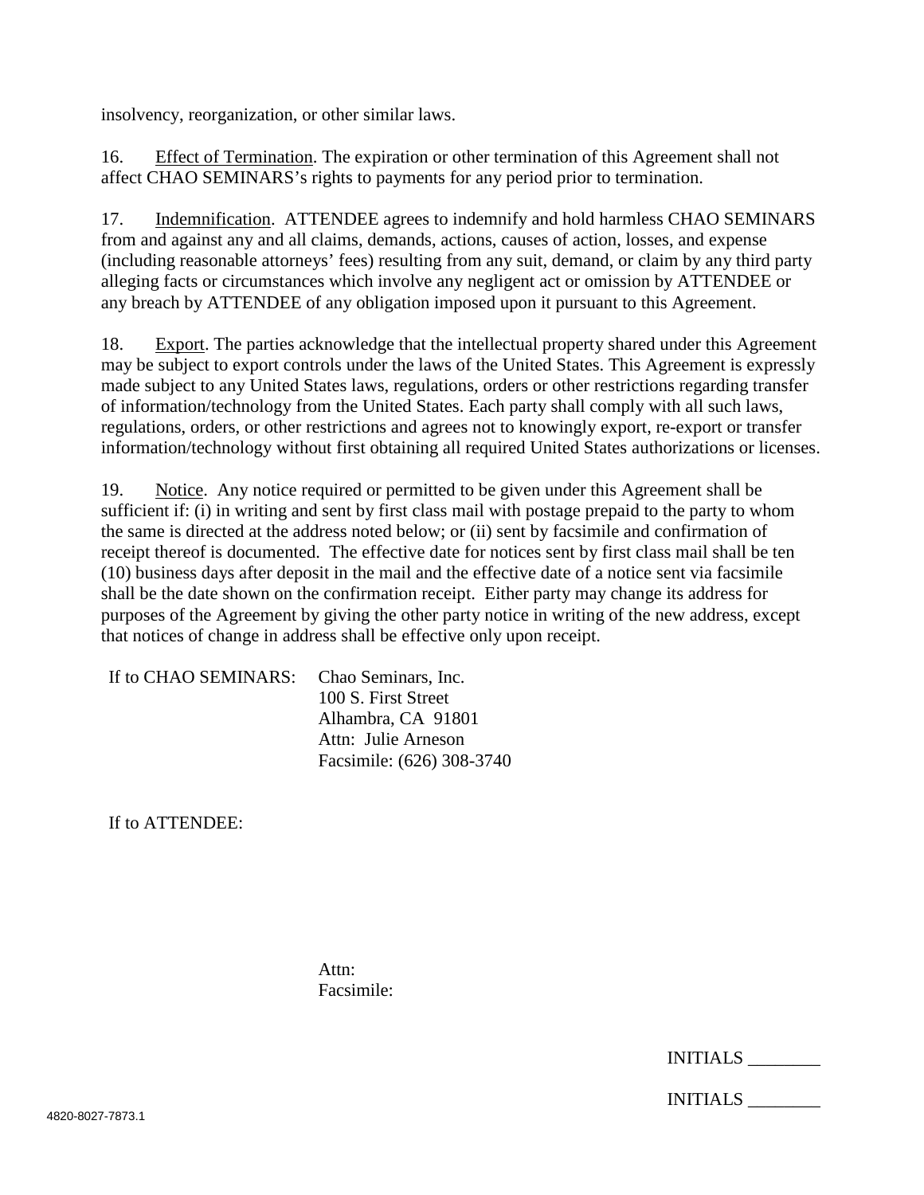insolvency, reorganization, or other similar laws.

16. Effect of Termination. The expiration or other termination of this Agreement shall not affect CHAO SEMINARS's rights to payments for any period prior to termination.

17. Indemnification. ATTENDEE agrees to indemnify and hold harmless CHAO SEMINARS from and against any and all claims, demands, actions, causes of action, losses, and expense (including reasonable attorneys' fees) resulting from any suit, demand, or claim by any third party alleging facts or circumstances which involve any negligent act or omission by ATTENDEE or any breach by ATTENDEE of any obligation imposed upon it pursuant to this Agreement.

18. Export. The parties acknowledge that the intellectual property shared under this Agreement may be subject to export controls under the laws of the United States. This Agreement is expressly made subject to any United States laws, regulations, orders or other restrictions regarding transfer of information/technology from the United States. Each party shall comply with all such laws, regulations, orders, or other restrictions and agrees not to knowingly export, re-export or transfer information/technology without first obtaining all required United States authorizations or licenses.

19. Notice. Any notice required or permitted to be given under this Agreement shall be sufficient if: (i) in writing and sent by first class mail with postage prepaid to the party to whom the same is directed at the address noted below; or (ii) sent by facsimile and confirmation of receipt thereof is documented. The effective date for notices sent by first class mail shall be ten (10) business days after deposit in the mail and the effective date of a notice sent via facsimile shall be the date shown on the confirmation receipt. Either party may change its address for purposes of the Agreement by giving the other party notice in writing of the new address, except that notices of change in address shall be effective only upon receipt.

If to CHAO SEMINARS:
Chao Seminars, Inc.
100 S. First Street
Alhambra, CA 91801
Attn: Julie Arneson
Facsimile: (626) 308-3740

If to ATTENDEE:

Attn:
Facsimile:

INITIALS ________

INITIALS ________

4820-8027-7873.1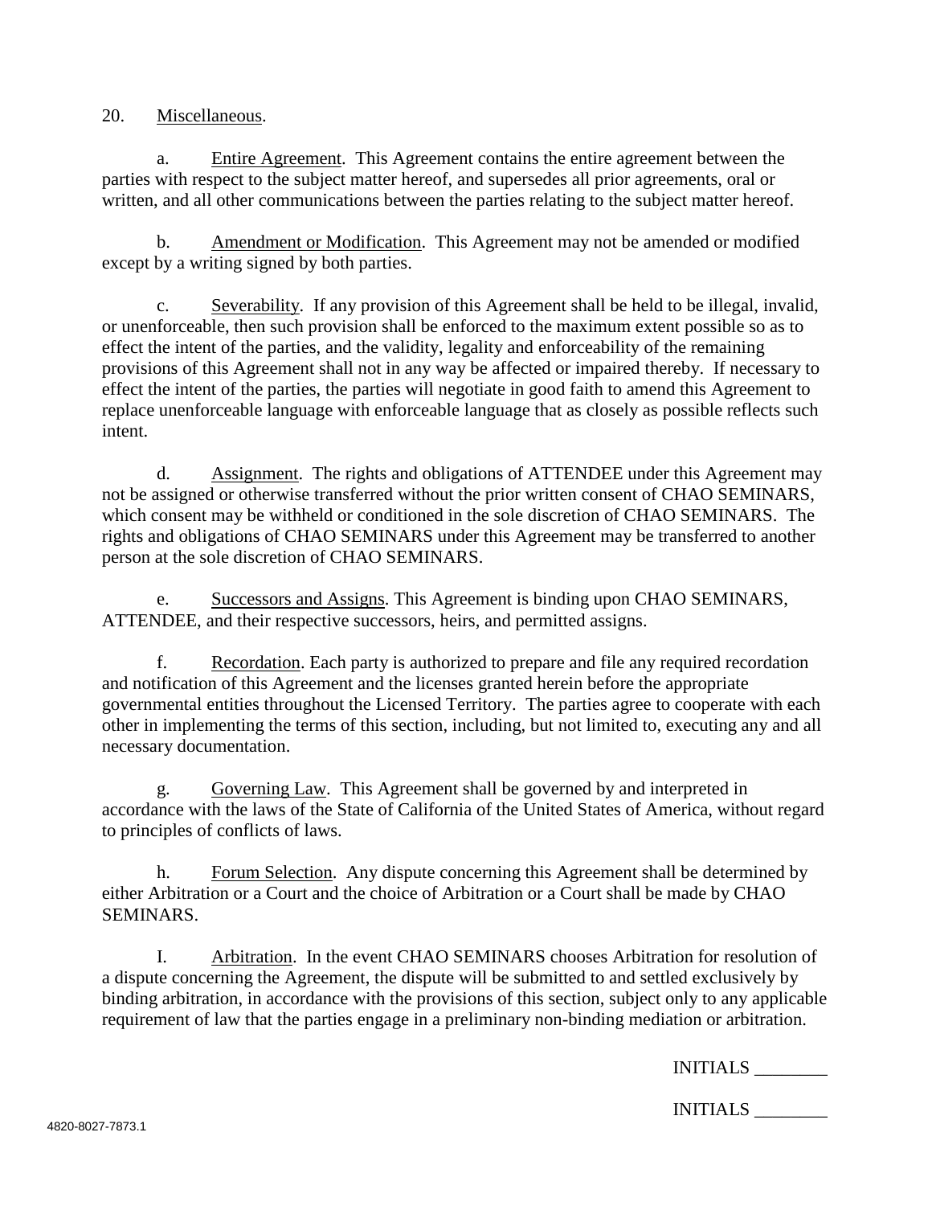20. Miscellaneous.

a. Entire Agreement. This Agreement contains the entire agreement between the parties with respect to the subject matter hereof, and supersedes all prior agreements, oral or written, and all other communications between the parties relating to the subject matter hereof.

b. Amendment or Modification. This Agreement may not be amended or modified except by a writing signed by both parties.

c. Severability. If any provision of this Agreement shall be held to be illegal, invalid, or unenforceable, then such provision shall be enforced to the maximum extent possible so as to effect the intent of the parties, and the validity, legality and enforceability of the remaining provisions of this Agreement shall not in any way be affected or impaired thereby. If necessary to effect the intent of the parties, the parties will negotiate in good faith to amend this Agreement to replace unenforceable language with enforceable language that as closely as possible reflects such intent.

d. Assignment. The rights and obligations of ATTENDEE under this Agreement may not be assigned or otherwise transferred without the prior written consent of CHAO SEMINARS, which consent may be withheld or conditioned in the sole discretion of CHAO SEMINARS. The rights and obligations of CHAO SEMINARS under this Agreement may be transferred to another person at the sole discretion of CHAO SEMINARS.

e. Successors and Assigns. This Agreement is binding upon CHAO SEMINARS, ATTENDEE, and their respective successors, heirs, and permitted assigns.

f. Recordation. Each party is authorized to prepare and file any required recordation and notification of this Agreement and the licenses granted herein before the appropriate governmental entities throughout the Licensed Territory. The parties agree to cooperate with each other in implementing the terms of this section, including, but not limited to, executing any and all necessary documentation.

g. Governing Law. This Agreement shall be governed by and interpreted in accordance with the laws of the State of California of the United States of America, without regard to principles of conflicts of laws.

h. Forum Selection. Any dispute concerning this Agreement shall be determined by either Arbitration or a Court and the choice of Arbitration or a Court shall be made by CHAO SEMINARS.

I. Arbitration. In the event CHAO SEMINARS chooses Arbitration for resolution of a dispute concerning the Agreement, the dispute will be submitted to and settled exclusively by binding arbitration, in accordance with the provisions of this section, subject only to any applicable requirement of law that the parties engage in a preliminary non-binding mediation or arbitration.

INITIALS ________

INITIALS ________

4820-8027-7873.1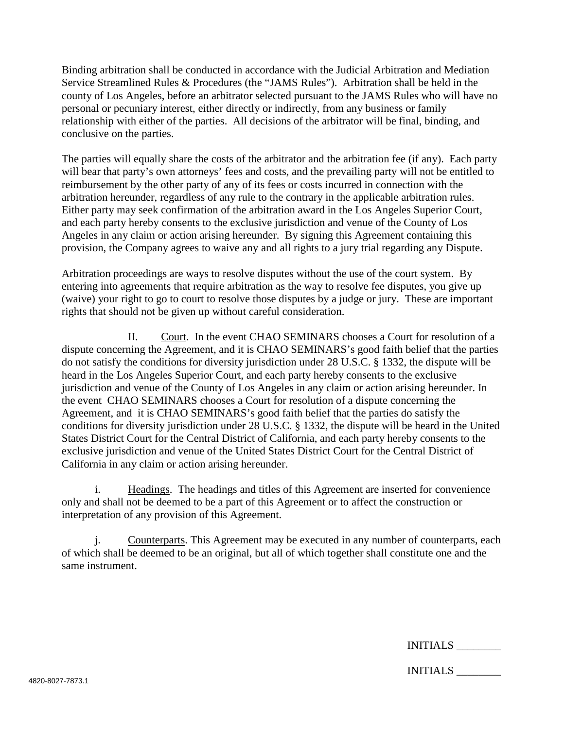Binding arbitration shall be conducted in accordance with the Judicial Arbitration and Mediation Service Streamlined Rules & Procedures (the "JAMS Rules"). Arbitration shall be held in the county of Los Angeles, before an arbitrator selected pursuant to the JAMS Rules who will have no personal or pecuniary interest, either directly or indirectly, from any business or family relationship with either of the parties. All decisions of the arbitrator will be final, binding, and conclusive on the parties.

The parties will equally share the costs of the arbitrator and the arbitration fee (if any). Each party will bear that party's own attorneys' fees and costs, and the prevailing party will not be entitled to reimbursement by the other party of any of its fees or costs incurred in connection with the arbitration hereunder, regardless of any rule to the contrary in the applicable arbitration rules. Either party may seek confirmation of the arbitration award in the Los Angeles Superior Court, and each party hereby consents to the exclusive jurisdiction and venue of the County of Los Angeles in any claim or action arising hereunder. By signing this Agreement containing this provision, the Company agrees to waive any and all rights to a jury trial regarding any Dispute.

Arbitration proceedings are ways to resolve disputes without the use of the court system. By entering into agreements that require arbitration as the way to resolve fee disputes, you give up (waive) your right to go to court to resolve those disputes by a judge or jury. These are important rights that should not be given up without careful consideration.

II. Court. In the event CHAO SEMINARS chooses a Court for resolution of a dispute concerning the Agreement, and it is CHAO SEMINARS's good faith belief that the parties do not satisfy the conditions for diversity jurisdiction under 28 U.S.C. § 1332, the dispute will be heard in the Los Angeles Superior Court, and each party hereby consents to the exclusive jurisdiction and venue of the County of Los Angeles in any claim or action arising hereunder. In the event CHAO SEMINARS chooses a Court for resolution of a dispute concerning the Agreement, and it is CHAO SEMINARS's good faith belief that the parties do satisfy the conditions for diversity jurisdiction under 28 U.S.C. § 1332, the dispute will be heard in the United States District Court for the Central District of California, and each party hereby consents to the exclusive jurisdiction and venue of the United States District Court for the Central District of California in any claim or action arising hereunder.

i. Headings. The headings and titles of this Agreement are inserted for convenience only and shall not be deemed to be a part of this Agreement or to affect the construction or interpretation of any provision of this Agreement.

j. Counterparts. This Agreement may be executed in any number of counterparts, each of which shall be deemed to be an original, but all of which together shall constitute one and the same instrument.

INITIALS ________

INITIALS ________

4820-8027-7873.1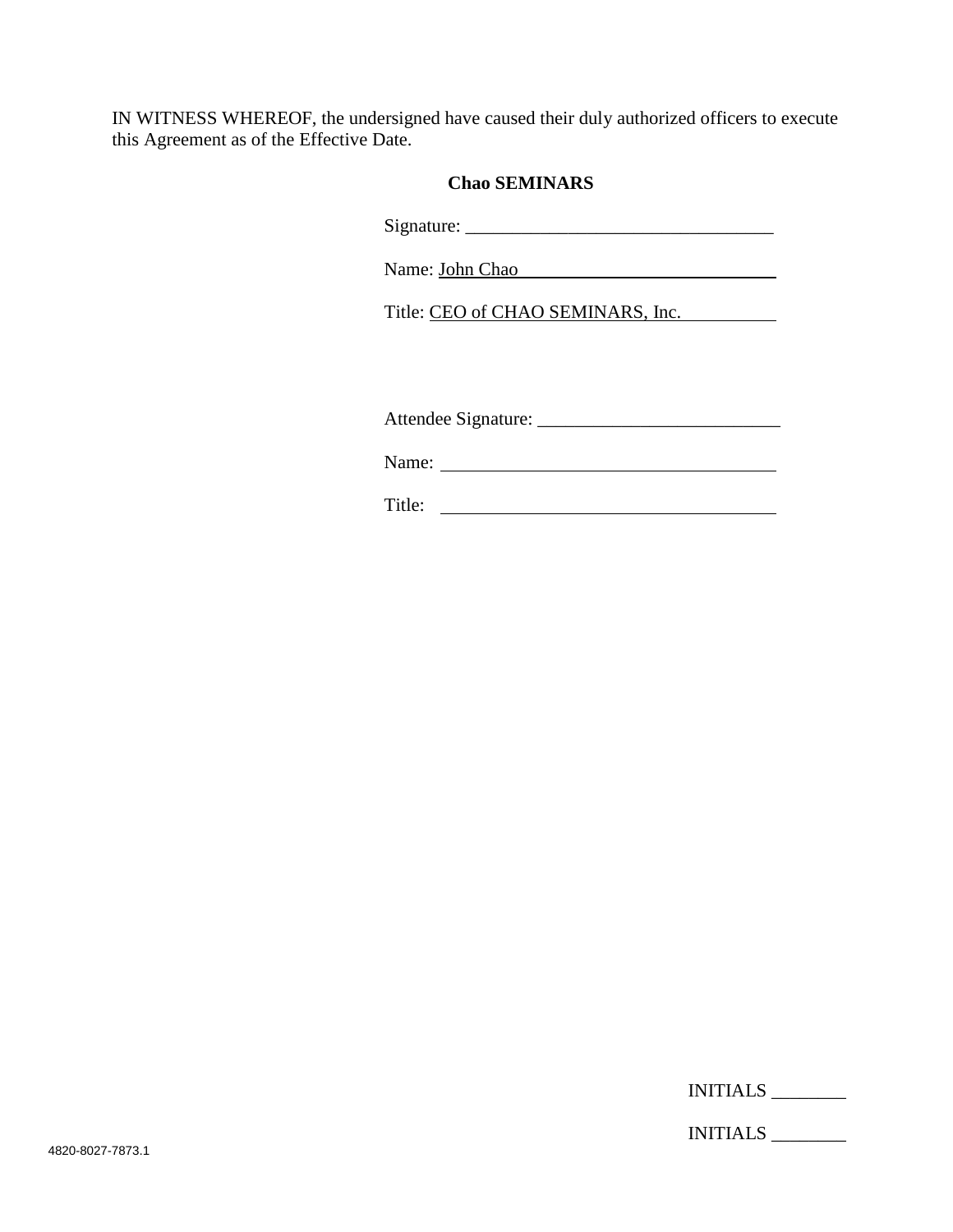IN WITNESS WHEREOF, the undersigned have caused their duly authorized officers to execute this Agreement as of the Effective Date.

**Chao SEMINARS**

Signature: ________________________________

Name: John Chao

Title: CEO of CHAO SEMINARS, Inc.

Attendee Signature: __________________________

Name: ________________________________

Title: ________________________________

INITIALS ________

INITIALS ________

4820-8027-7873.1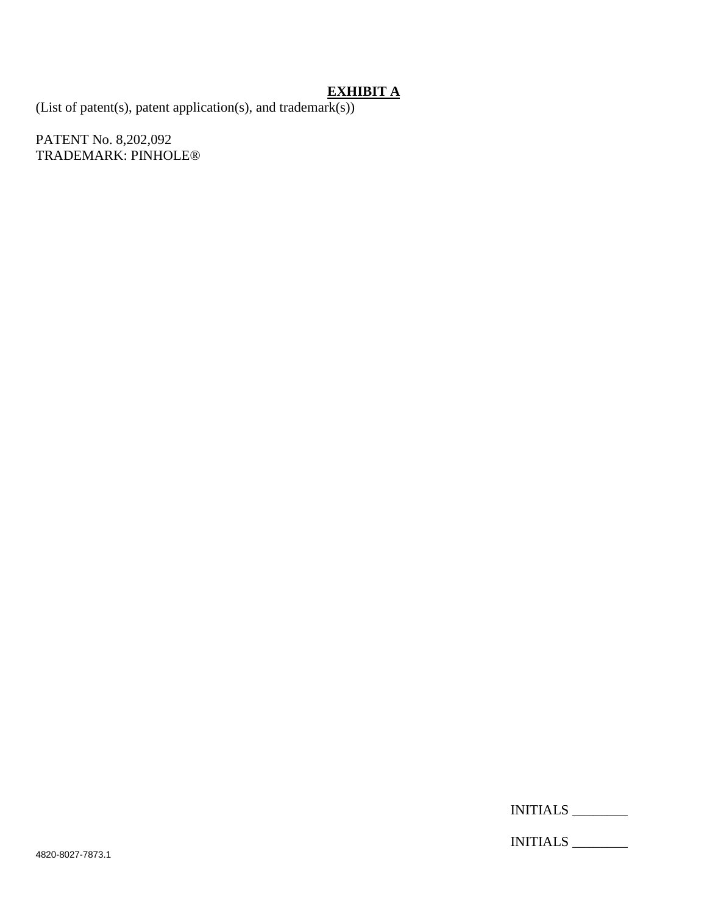# **EXHIBIT A**

(List of patent(s), patent application(s), and trademark(s))

PATENT No. 8,202,092
TRADEMARK: PINHOLE®

INITIALS ________

INITIALS ________

4820-8027-7873.1